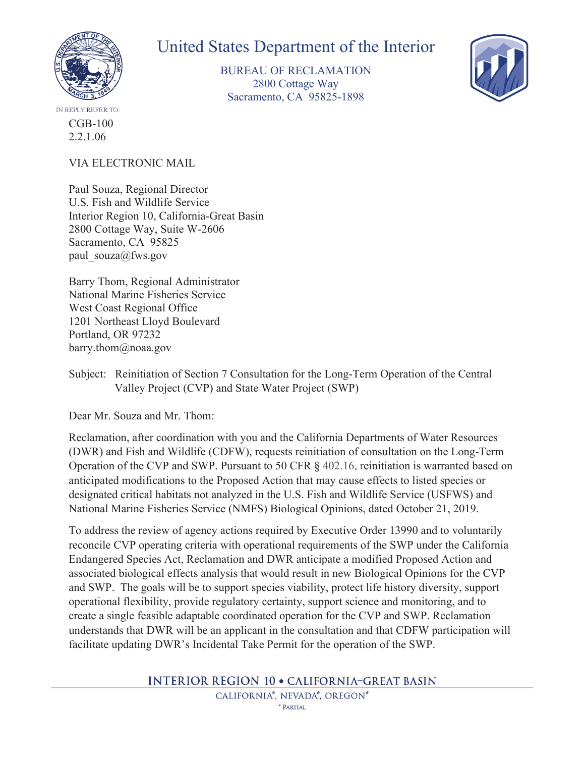# United States Department of the Interior

BUREAU OF RECLAMATION
2800 Cottage Way
Sacramento, CA 95825-1898

IN REPLY REFER TO:

CGB-100
2.2.1.06

VIA ELECTRONIC MAIL

Paul Souza, Regional Director
U.S. Fish and Wildlife Service
Interior Region 10, California-Great Basin
2800 Cottage Way, Suite W-2606
Sacramento, CA 95825
paul_souza@fws.gov

Barry Thom, Regional Administrator
National Marine Fisheries Service
West Coast Regional Office
1201 Northeast Lloyd Boulevard
Portland, OR 97232
barry.thom@noaa.gov

Subject: Reinitiation of Section 7 Consultation for the Long-Term Operation of the Central Valley Project (CVP) and State Water Project (SWP)

Dear Mr. Souza and Mr. Thom:

Reclamation, after coordination with you and the California Departments of Water Resources (DWR) and Fish and Wildlife (CDFW), requests reinitiation of consultation on the Long-Term Operation of the CVP and SWP. Pursuant to 50 CFR § 402.16, reinitiation is warranted based on anticipated modifications to the Proposed Action that may cause effects to listed species or designated critical habitats not analyzed in the U.S. Fish and Wildlife Service (USFWS) and National Marine Fisheries Service (NMFS) Biological Opinions, dated October 21, 2019.

To address the review of agency actions required by Executive Order 13990 and to voluntarily reconcile CVP operating criteria with operational requirements of the SWP under the California Endangered Species Act, Reclamation and DWR anticipate a modified Proposed Action and associated biological effects analysis that would result in new Biological Opinions for the CVP and SWP. The goals will be to support species viability, protect life history diversity, support operational flexibility, provide regulatory certainty, support science and monitoring, and to create a single feasible adaptable coordinated operation for the CVP and SWP. Reclamation understands that DWR will be an applicant in the consultation and that CDFW participation will facilitate updating DWR's Incidental Take Permit for the operation of the SWP.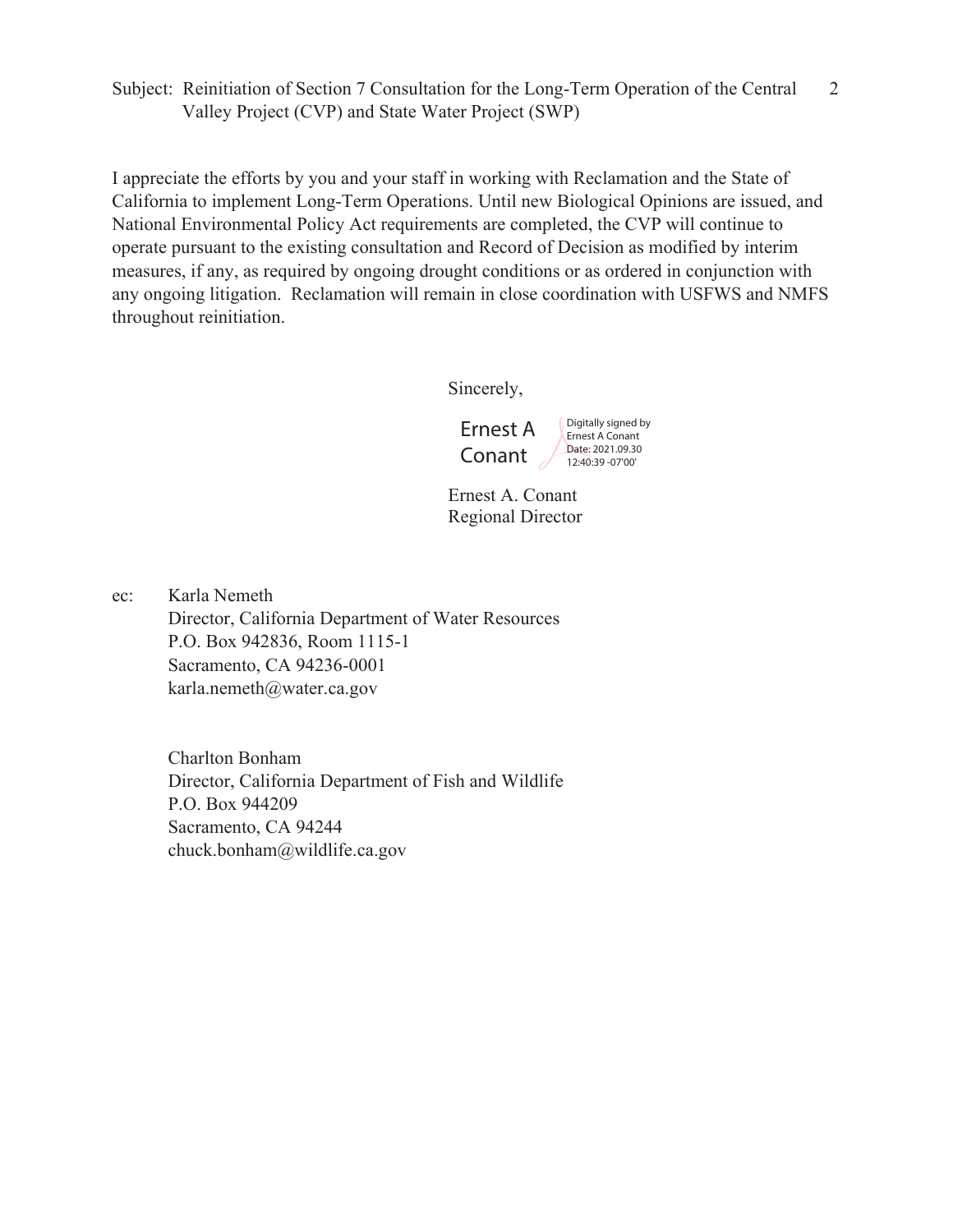Subject: Reinitiation of Section 7 Consultation for the Long-Term Operation of the Central Valley Project (CVP) and State Water Project (SWP)

I appreciate the efforts by you and your staff in working with Reclamation and the State of California to implement Long-Term Operations. Until new Biological Opinions are issued, and National Environmental Policy Act requirements are completed, the CVP will continue to operate pursuant to the existing consultation and Record of Decision as modified by interim measures, if any, as required by ongoing drought conditions or as ordered in conjunction with any ongoing litigation. Reclamation will remain in close coordination with USFWS and NMFS throughout reinitiation.

Sincerely,

Ernest A Conant

Digitally signed by Ernest A Conant
Date: 2021.09.30 12:40:39 -07'00'

Ernest A. Conant
Regional Director

ec: Karla Nemeth
Director, California Department of Water Resources
P.O. Box 942836, Room 1115-1
Sacramento, CA 94236-0001
karla.nemeth@water.ca.gov

Charlton Bonham
Director, California Department of Fish and Wildlife
P.O. Box 944209
Sacramento, CA 94244
chuck.bonham@wildlife.ca.gov